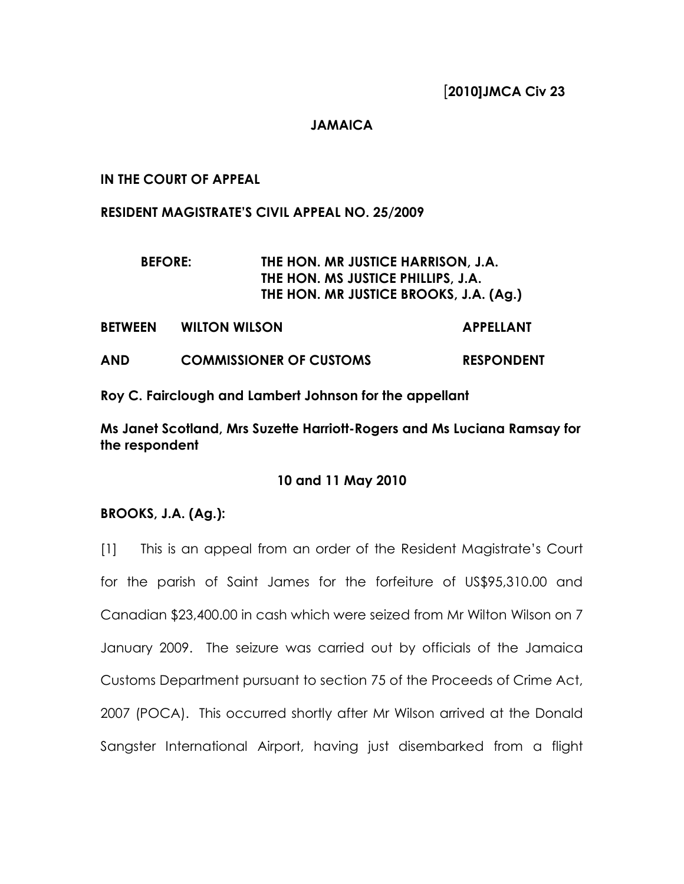**[2010]JMCA Civ 23**

**JAMAICA**

**IN THE COURT OF APPEAL**

**RESIDENT MAGISTRATE'S CIVIL APPEAL NO. 25/2009**

**BEFORE: THE HON. MR JUSTICE HARRISON, J.A.**
**THE HON. MS JUSTICE PHILLIPS, J.A.**
**THE HON. MR JUSTICE BROOKS, J.A. (Ag.)**

| | | |
|---|---|---|
| **BETWEEN** | **WILTON WILSON** | **APPELLANT** |
| **AND** | **COMMISSIONER OF CUSTOMS** | **RESPONDENT** |

**Roy C. Fairclough and Lambert Johnson for the appellant**

**Ms Janet Scotland, Mrs Suzette Harriott-Rogers and Ms Luciana Ramsay for the respondent**

**10 and 11 May 2010**

**BROOKS, J.A. (Ag.):**

[1] This is an appeal from an order of the Resident Magistrate's Court for the parish of Saint James for the forfeiture of US$95,310.00 and Canadian $23,400.00 in cash which were seized from Mr Wilton Wilson on 7 January 2009. The seizure was carried out by officials of the Jamaica Customs Department pursuant to section 75 of the Proceeds of Crime Act, 2007 (POCA). This occurred shortly after Mr Wilson arrived at the Donald Sangster International Airport, having just disembarked from a flight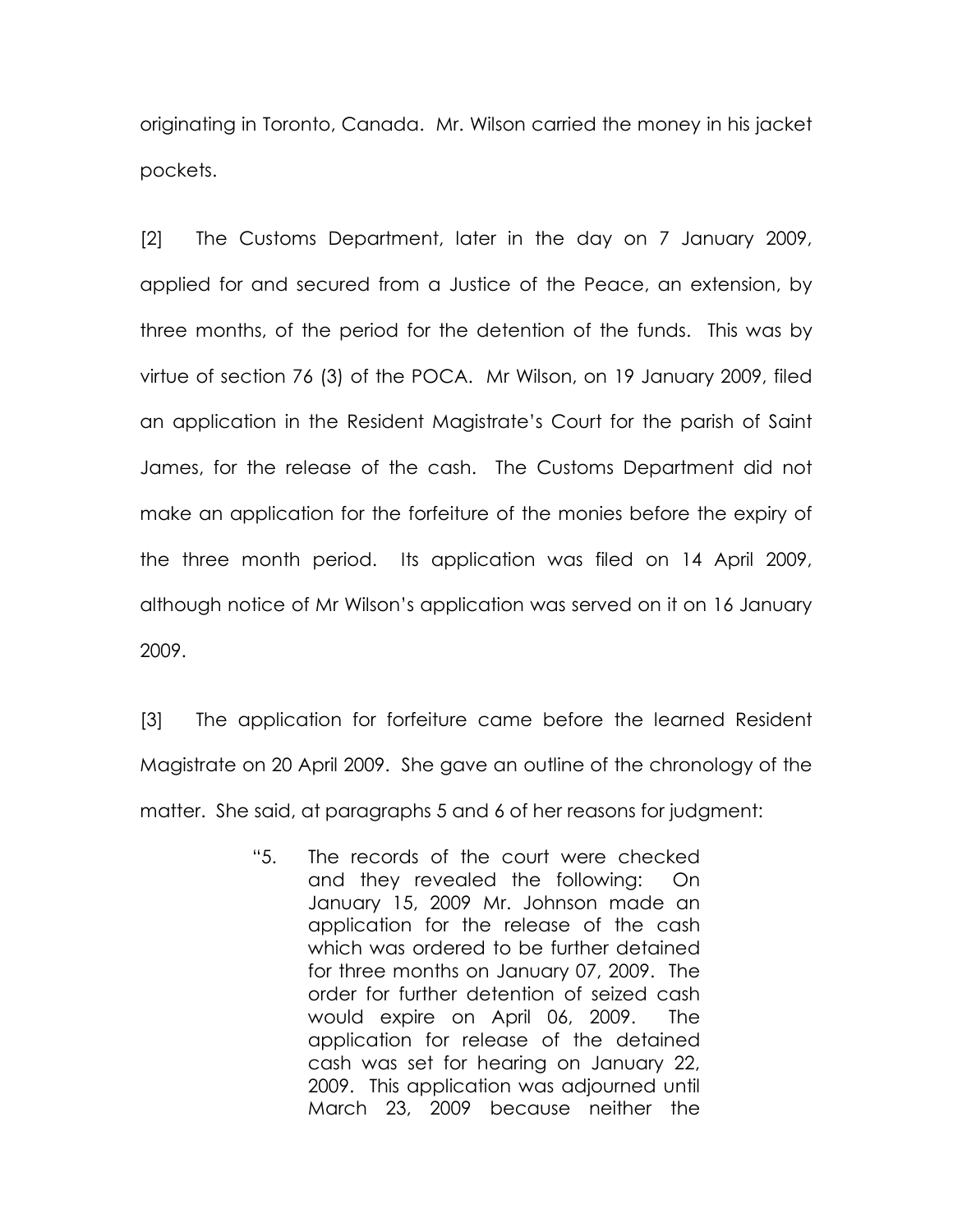originating in Toronto, Canada. Mr. Wilson carried the money in his jacket pockets.

[2] The Customs Department, later in the day on 7 January 2009, applied for and secured from a Justice of the Peace, an extension, by three months, of the period for the detention of the funds. This was by virtue of section 76 (3) of the POCA. Mr Wilson, on 19 January 2009, filed an application in the Resident Magistrate's Court for the parish of Saint James, for the release of the cash. The Customs Department did not make an application for the forfeiture of the monies before the expiry of the three month period. Its application was filed on 14 April 2009, although notice of Mr Wilson's application was served on it on 16 January 2009.

[3] The application for forfeiture came before the learned Resident Magistrate on 20 April 2009. She gave an outline of the chronology of the matter. She said, at paragraphs 5 and 6 of her reasons for judgment:

> "5. The records of the court were checked and they revealed the following: On January 15, 2009 Mr. Johnson made an application for the release of the cash which was ordered to be further detained for three months on January 07, 2009. The order for further detention of seized cash would expire on April 06, 2009. The application for release of the detained cash was set for hearing on January 22, 2009. This application was adjourned until March 23, 2009 because neither the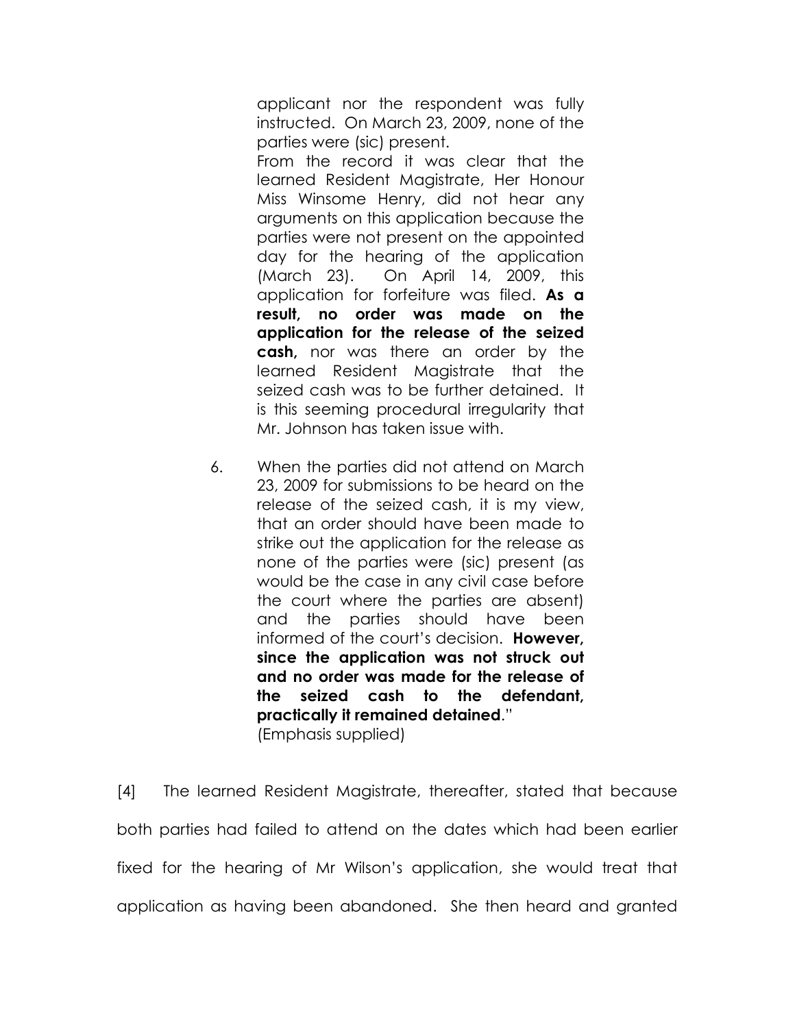> applicant nor the respondent was fully instructed. On March 23, 2009, none of the parties were (sic) present.
>
> From the record it was clear that the learned Resident Magistrate, Her Honour Miss Winsome Henry, did not hear any arguments on this application because the parties were not present on the appointed day for the hearing of the application (March 23). On April 14, 2009, this application for forfeiture was filed. **As a result, no order was made on the application for the release of the seized cash,** nor was there an order by the learned Resident Magistrate that the seized cash was to be further detained. It is this seeming procedural irregularity that Mr. Johnson has taken issue with.
>
> 6. When the parties did not attend on March 23, 2009 for submissions to be heard on the release of the seized cash, it is my view, that an order should have been made to strike out the application for the release as none of the parties were (sic) present (as would be the case in any civil case before the court where the parties are absent) and the parties should have been informed of the court's decision. **However, since the application was not struck out and no order was made for the release of the seized cash to the defendant, practically it remained detained**."
>
> (Emphasis supplied)

[4] The learned Resident Magistrate, thereafter, stated that because both parties had failed to attend on the dates which had been earlier fixed for the hearing of Mr Wilson's application, she would treat that application as having been abandoned. She then heard and granted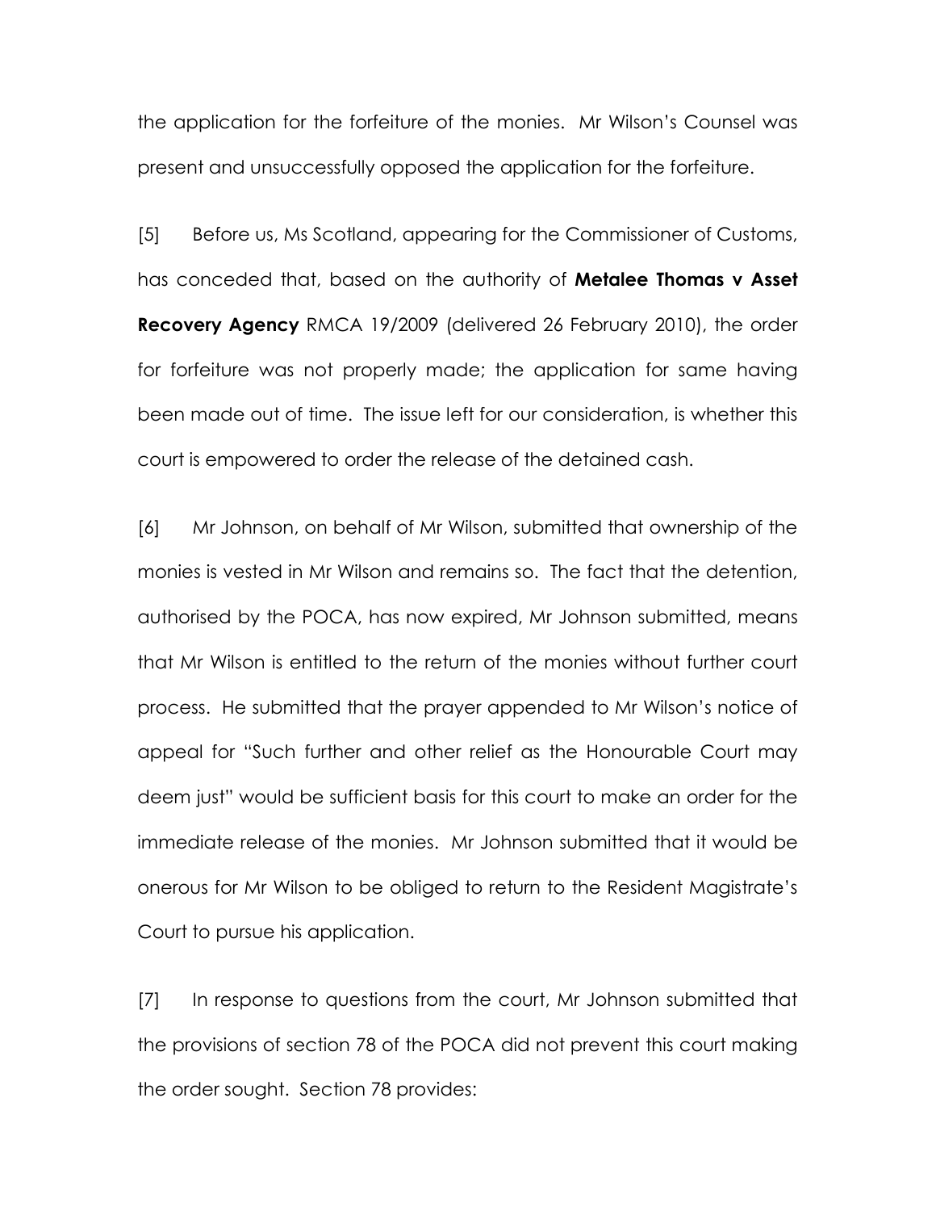the application for the forfeiture of the monies. Mr Wilson's Counsel was present and unsuccessfully opposed the application for the forfeiture.

[5] Before us, Ms Scotland, appearing for the Commissioner of Customs, has conceded that, based on the authority of **Metalee Thomas v Asset Recovery Agency** RMCA 19/2009 (delivered 26 February 2010), the order for forfeiture was not properly made; the application for same having been made out of time. The issue left for our consideration, is whether this court is empowered to order the release of the detained cash.

[6] Mr Johnson, on behalf of Mr Wilson, submitted that ownership of the monies is vested in Mr Wilson and remains so. The fact that the detention, authorised by the POCA, has now expired, Mr Johnson submitted, means that Mr Wilson is entitled to the return of the monies without further court process. He submitted that the prayer appended to Mr Wilson's notice of appeal for "Such further and other relief as the Honourable Court may deem just" would be sufficient basis for this court to make an order for the immediate release of the monies. Mr Johnson submitted that it would be onerous for Mr Wilson to be obliged to return to the Resident Magistrate's Court to pursue his application.

[7] In response to questions from the court, Mr Johnson submitted that the provisions of section 78 of the POCA did not prevent this court making the order sought. Section 78 provides: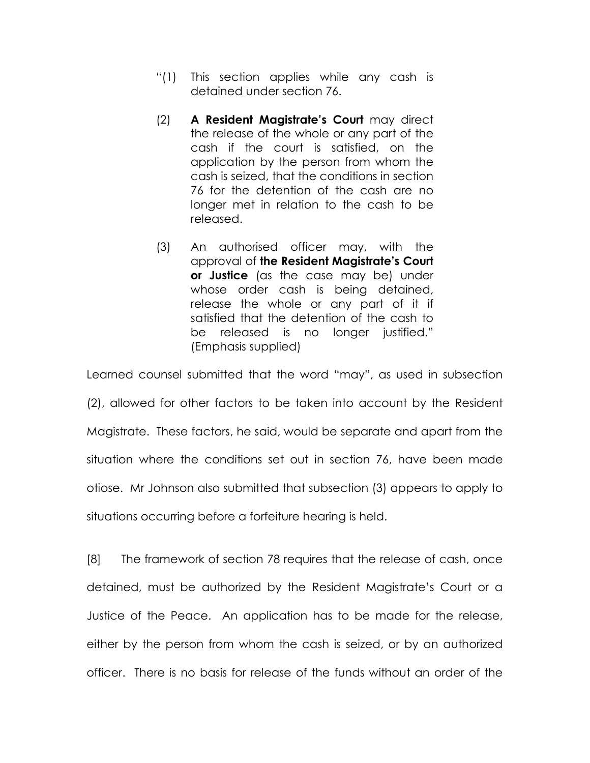> "(1) This section applies while any cash is detained under section 76.
>
> (2) **A Resident Magistrate's Court** may direct the release of the whole or any part of the cash if the court is satisfied, on the application by the person from whom the cash is seized, that the conditions in section 76 for the detention of the cash are no longer met in relation to the cash to be released.
>
> (3) An authorised officer may, with the approval of **the Resident Magistrate's Court or Justice** (as the case may be) under whose order cash is being detained, release the whole or any part of it if satisfied that the detention of the cash to be released is no longer justified." (Emphasis supplied)

Learned counsel submitted that the word "may", as used in subsection (2), allowed for other factors to be taken into account by the Resident Magistrate. These factors, he said, would be separate and apart from the situation where the conditions set out in section 76, have been made otiose. Mr Johnson also submitted that subsection (3) appears to apply to situations occurring before a forfeiture hearing is held.

[8] The framework of section 78 requires that the release of cash, once detained, must be authorized by the Resident Magistrate's Court or a Justice of the Peace. An application has to be made for the release, either by the person from whom the cash is seized, or by an authorized officer. There is no basis for release of the funds without an order of the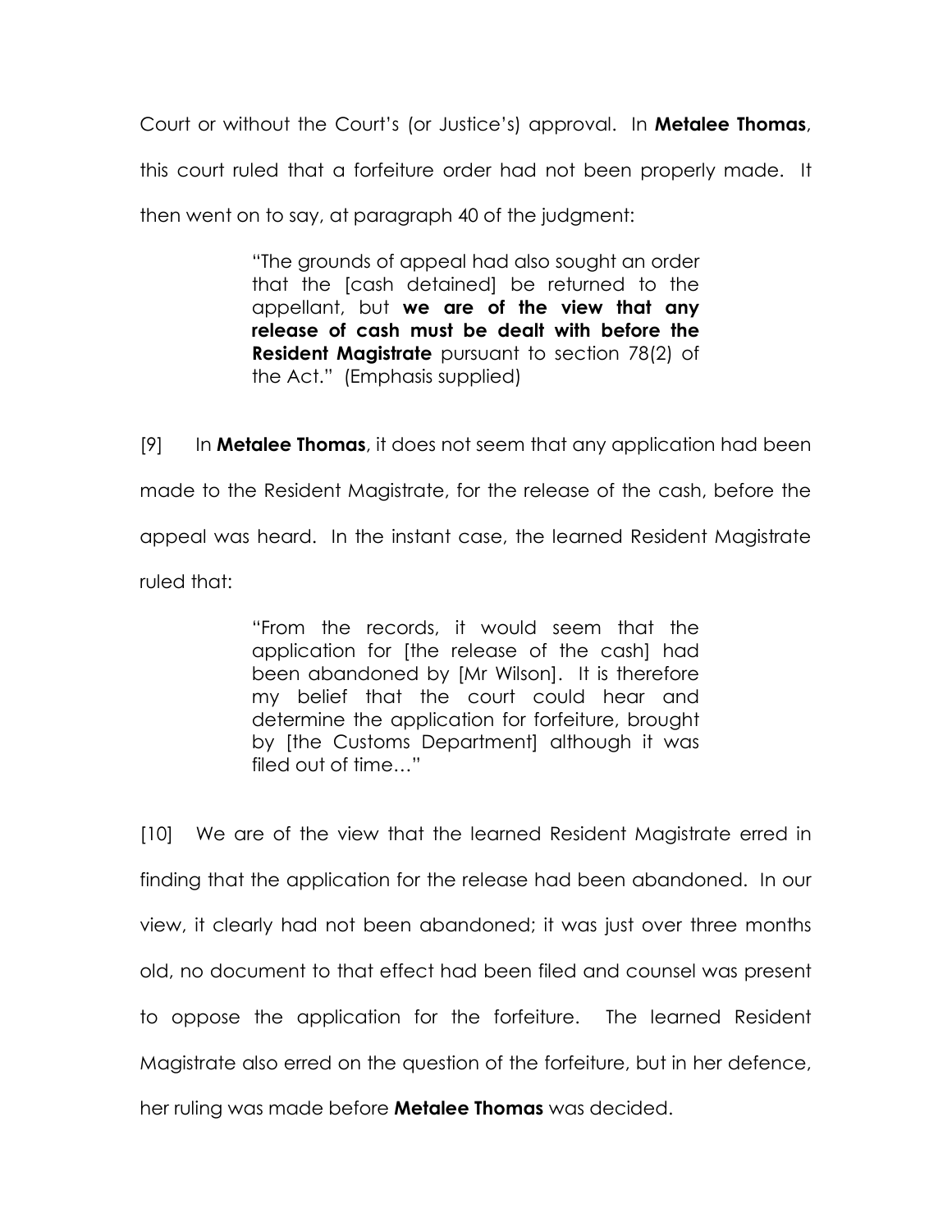Court or without the Court's (or Justice's) approval. In **Metalee Thomas**, this court ruled that a forfeiture order had not been properly made. It then went on to say, at paragraph 40 of the judgment:

> "The grounds of appeal had also sought an order that the [cash detained] be returned to the appellant, but **we are of the view that any release of cash must be dealt with before the Resident Magistrate** pursuant to section 78(2) of the Act." (Emphasis supplied)

[9] In **Metalee Thomas**, it does not seem that any application had been made to the Resident Magistrate, for the release of the cash, before the appeal was heard. In the instant case, the learned Resident Magistrate ruled that:

> "From the records, it would seem that the application for [the release of the cash] had been abandoned by [Mr Wilson]. It is therefore my belief that the court could hear and determine the application for forfeiture, brought by [the Customs Department] although it was filed out of time…"

[10] We are of the view that the learned Resident Magistrate erred in finding that the application for the release had been abandoned. In our view, it clearly had not been abandoned; it was just over three months old, no document to that effect had been filed and counsel was present to oppose the application for the forfeiture. The learned Resident Magistrate also erred on the question of the forfeiture, but in her defence, her ruling was made before **Metalee Thomas** was decided.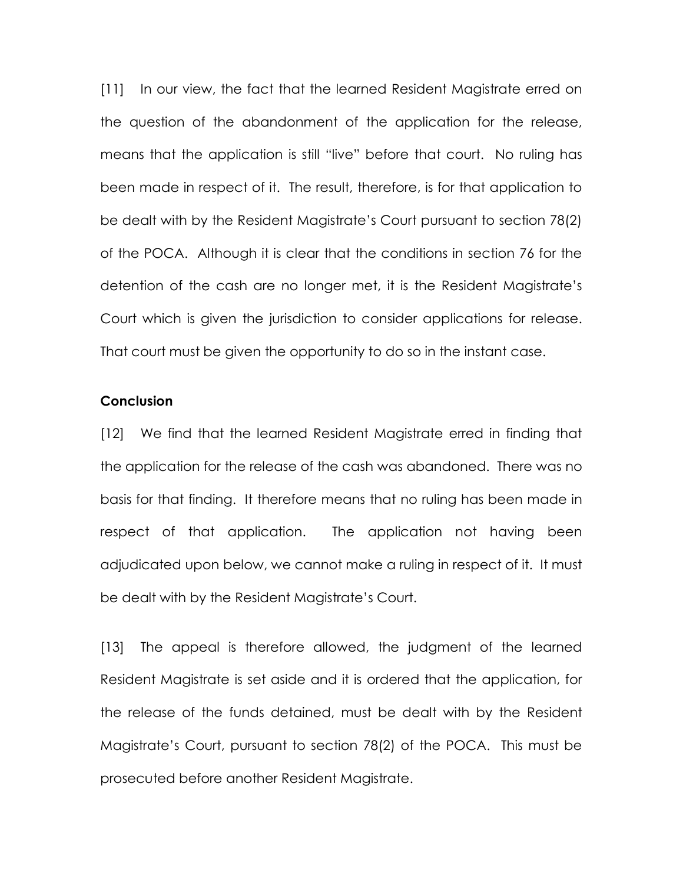[11] In our view, the fact that the learned Resident Magistrate erred on the question of the abandonment of the application for the release, means that the application is still "live" before that court. No ruling has been made in respect of it. The result, therefore, is for that application to be dealt with by the Resident Magistrate's Court pursuant to section 78(2) of the POCA. Although it is clear that the conditions in section 76 for the detention of the cash are no longer met, it is the Resident Magistrate's Court which is given the jurisdiction to consider applications for release. That court must be given the opportunity to do so in the instant case.

**Conclusion**

[12] We find that the learned Resident Magistrate erred in finding that the application for the release of the cash was abandoned. There was no basis for that finding. It therefore means that no ruling has been made in respect of that application. The application not having been adjudicated upon below, we cannot make a ruling in respect of it. It must be dealt with by the Resident Magistrate's Court.

[13] The appeal is therefore allowed, the judgment of the learned Resident Magistrate is set aside and it is ordered that the application, for the release of the funds detained, must be dealt with by the Resident Magistrate's Court, pursuant to section 78(2) of the POCA. This must be prosecuted before another Resident Magistrate.